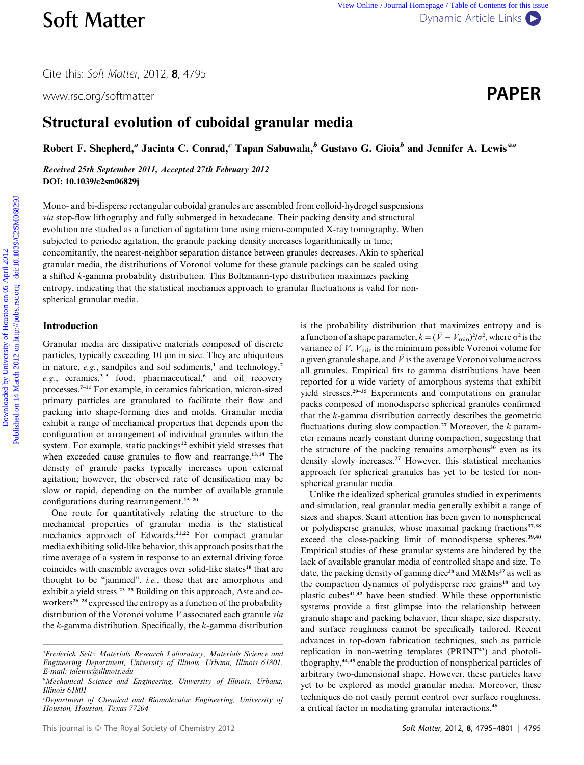# Structural evolution of cuboidal granular media

Robert F. Shepherd,[a] Jacinta C. Conrad,[c] Tapan Sabuwala,[b] Gustavo G. Gioia[b] and Jennifer A. Lewis*[a]

***Received 25th September 2011, Accepted 27th February 2012***
**DOI: 10.1039/c2sm06829j**

Mono- and bi-disperse rectangular cuboidal granules are assembled from colloid-hydrogel suspensions *via* stop-flow lithography and fully submerged in hexadecane. Their packing density and structural evolution are studied as a function of agitation time using micro-computed X-ray tomography. When subjected to periodic agitation, the granule packing density increases logarithmically in time; concomitantly, the nearest-neighbor separation distance between granules decreases. Akin to spherical granular media, the distributions of Voronoi volume for these granule packings can be scaled using a shifted *k*-gamma probability distribution. This Boltzmann-type distribution maximizes packing entropy, indicating that the statistical mechanics approach to granular fluctuations is valid for non-spherical granular media.

## Introduction

Granular media are dissipative materials composed of discrete particles, typically exceeding 10 μm in size. They are ubiquitous in nature, *e.g.*, sandpiles and soil sediments,[1] and technology,[2] *e.g.*, ceramics,[3–5] food, pharmaceutical,[6] and oil recovery processes.[7–11] For example, in ceramics fabrication, micron-sized primary particles are granulated to facilitate their flow and packing into shape-forming dies and molds. Granular media exhibit a range of mechanical properties that depends upon the configuration or arrangement of individual granules within the system. For example, static packings[12] exhibit yield stresses that when exceeded cause granules to flow and rearrange.[13,14] The density of granule packs typically increases upon external agitation; however, the observed rate of densification may be slow or rapid, depending on the number of available granule configurations during rearrangement.[15–20]

One route for quantitatively relating the structure to the mechanical properties of granular media is the statistical mechanics approach of Edwards.[21,22] For compact granular media exhibiting solid-like behavior, this approach posits that the time average of a system in response to an external driving force coincides with ensemble averages over solid-like states[18] that are thought to be "jammed", *i.e.*, those that are amorphous and exhibit a yield stress.[23–25] Building on this approach, Aste and co-workers[26–28] expressed the entropy as a function of the probability distribution of the Voronoi volume $V$ associated each granule *via* the *k*-gamma distribution. Specifically, the *k*-gamma distribution is the probability distribution that maximizes entropy and is a function of a shape parameter, $k = (\bar{V} - V_{\min})^2/\sigma^2$, where $\sigma^2$ is the variance of $V$, $V_{\min}$ is the minimum possible Voronoi volume for a given granule shape, and $\bar{V}$ is the average Voronoi volume across all granules. Empirical fits to gamma distributions have been reported for a wide variety of amorphous systems that exhibit yield stresses.[29–35] Experiments and computations on granular packs composed of monodisperse spherical granules confirmed that the *k*-gamma distribution correctly describes the geometric fluctuations during slow compaction.[27] Moreover, the *k* parameter remains nearly constant during compaction, suggesting that the structure of the packing remains amorphous[36] even as its density slowly increases.[27] However, this statistical mechanics approach for spherical granules has yet to be tested for non-spherical granular media.

Unlike the idealized spherical granules studied in experiments and simulation, real granular media generally exhibit a range of sizes and shapes. Scant attention has been given to nonspherical or polydisperse granules, whose maximal packing fractions[37,38] exceed the close-packing limit of monodisperse spheres.[39,40] Empirical studies of these granular systems are hindered by the lack of available granular media of controlled shape and size. To date, the packing density of gaming dice[38] and M&Ms[37] as well as the compaction dynamics of polydisperse rice grains[18] and toy plastic cubes[41,42] have been studied. While these opportunistic systems provide a first glimpse into the relationship between granule shape and packing behavior, their shape, size dispersity, and surface roughness cannot be specifically tailored. Recent advances in top-down fabrication techniques, such as particle replication in non-wetting templates (PRINT[43]) and photolithography,[44,45] enable the production of nonspherical particles of arbitrary two-dimensional shape. However, these particles have yet to be explored as model granular media. Moreover, these techniques do not easily permit control over surface roughness, a critical factor in mediating granular interactions.[46]

---

[a] Frederick Seitz Materials Research Laboratory, Materials Science and Engineering Department, University of Illinois, Urbana, Illinois 61801. E-mail: jalewis@illinois.edu

[b] Mechanical Science and Engineering, University of Illinois, Urbana, Illinois 61801

[c] Department of Chemical and Biomolecular Engineering, University of Houston, Houston, Texas 77204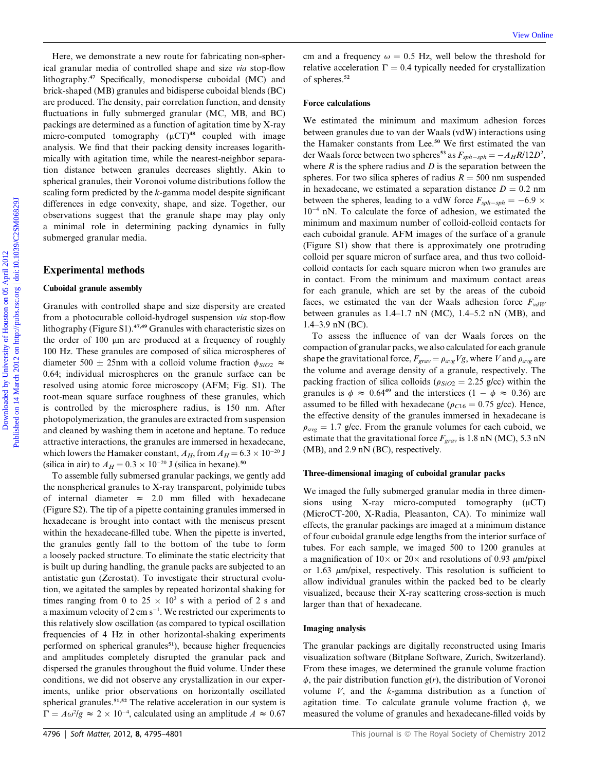Here, we demonstrate a new route for fabricating non-spherical granular media of controlled shape and size *via* stop-flow lithography.[47] Specifically, monodisperse cuboidal (MC) and brick-shaped (MB) granules and bidisperse cuboidal blends (BC) are produced. The density, pair correlation function, and density fluctuations in fully submerged granular (MC, MB, and BC) packings are determined as a function of agitation time by X-ray micro-computed tomography (μCT)[48] coupled with image analysis. We find that their packing density increases logarithmically with agitation time, while the nearest-neighbor separation distance between granules decreases slightly. Akin to spherical granules, their Voronoi volume distributions follow the scaling form predicted by the *k*-gamma model despite significant differences in edge convexity, shape, and size. Together, our observations suggest that the granule shape may play only a minimal role in determining packing dynamics in fully submerged granular media.

## Experimental methods

### Cuboidal granule assembly

Granules with controlled shape and size dispersity are created from a photocurable colloid-hydrogel suspension *via* stop-flow lithography (Figure S1).[47,49] Granules with characteristic sizes on the order of 100 μm are produced at a frequency of roughly 100 Hz. These granules are composed of silica microspheres of diameter 500 ± 25nm with a colloid volume fraction $\phi_{SiO2} \approx 0.64$; individual microspheres on the granule surface can be resolved using atomic force microscopy (AFM; Fig. S1). The root-mean square surface roughness of these granules, which is controlled by the microsphere radius, is 150 nm. After photopolymerization, the granules are extracted from suspension and cleaned by washing them in acetone and heptane. To reduce attractive interactions, the granules are immersed in hexadecane, which lowers the Hamaker constant, $A_H$, from $A_H = 6.3 \times 10^{-20}$ J (silica in air) to $A_H = 0.3 \times 10^{-20}$ J (silica in hexane).[50]

To assemble fully submersed granular packings, we gently add the nonspherical granules to X-ray transparent, polyimide tubes of internal diameter ≈ 2.0 mm filled with hexadecane (Figure S2). The tip of a pipette containing granules immersed in hexadecane is brought into contact with the meniscus present within the hexadecane-filled tube. When the pipette is inverted, the granules gently fall to the bottom of the tube to form a loosely packed structure. To eliminate the static electricity that is built up during handling, the granule packs are subjected to an antistatic gun (Zerostat). To investigate their structural evolution, we agitated the samples by repeated horizontal shaking for times ranging from 0 to 25 × 10³ s with a period of 2 s and a maximum velocity of 2 cm s⁻¹. We restricted our experiments to this relatively slow oscillation (as compared to typical oscillation frequencies of 4 Hz in other horizontal-shaking experiments performed on spherical granules[51]), because higher frequencies and amplitudes completely disrupted the granular pack and dispersed the granules throughout the fluid volume. Under these conditions, we did not observe any crystallization in our experiments, unlike prior observations on horizontally oscillated spherical granules.[51,52] The relative acceleration in our system is $\Gamma = A\omega^2/g \approx 2 \times 10^{-4}$, calculated using an amplitude $A \approx 0.67$ cm and a frequency $\omega = 0.5$ Hz, well below the threshold for relative acceleration $\Gamma = 0.4$ typically needed for crystallization of spheres.[52]

### Force calculations

We estimated the minimum and maximum adhesion forces between granules due to van der Waals (vdW) interactions using the Hamaker constants from Lee.[50] We first estimated the van der Waals force between two spheres[53] as $F_{sph-sph} = -A_H R/12D^2$, where $R$ is the sphere radius and $D$ is the separation between the spheres. For two silica spheres of radius $R = 500$ nm suspended in hexadecane, we estimated a separation distance $D = 0.2$ nm between the spheres, leading to a vdW force $F_{sph-sph} = -6.9 \times 10^{-4}$ nN. To calculate the force of adhesion, we estimated the minimum and maximum number of colloid-colloid contacts for each cuboidal granule. AFM images of the surface of a granule (Figure S1) show that there is approximately one protruding colloid per square micron of surface area, and thus two colloid-colloid contacts for each square micron when two granules are in contact. From the minimum and maximum contact areas for each granule, which are set by the areas of the cuboid faces, we estimated the van der Waals adhesion force $F_{vdW}$ between granules as 1.4–1.7 nN (MC), 1.4–5.2 nN (MB), and 1.4–3.9 nN (BC).

To assess the influence of van der Waals forces on the compaction of granular packs, we also calculated for each granule shape the gravitational force, $F_{grav} = \rho_{avg} V g$, where $V$ and $\rho_{avg}$ are the volume and average density of a granule, respectively. The packing fraction of silica colloids ($\rho_{SiO2} = 2.25$ g/cc) within the granules is $\phi \approx 0.64$[49] and the interstices ($1 - \phi \approx 0.36$) are assumed to be filled with hexadecane ($\rho_{C16} = 0.75$ g/cc). Hence, the effective density of the granules immersed in hexadecane is $\rho_{avg} = 1.7$ g/cc. From the granule volumes for each cuboid, we estimate that the gravitational force $F_{grav}$ is 1.8 nN (MC), 5.3 nN (MB), and 2.9 nN (BC), respectively.

### Three-dimensional imaging of cuboidal granular packs

We imaged the fully submerged granular media in three dimensions using X-ray micro-computed tomography (μCT) (MicroCT-200, X-Radia, Pleasanton, CA). To minimize wall effects, the granular packings are imaged at a minimum distance of four cuboidal granule edge lengths from the interior surface of tubes. For each sample, we imaged 500 to 1200 granules at a magnification of 10× or 20× and resolutions of 0.93 μm/pixel or 1.63 μm/pixel, respectively. This resolution is sufficient to allow individual granules within the packed bed to be clearly visualized, because their X-ray scattering cross-section is much larger than that of hexadecane.

### Imaging analysis

The granular packings are digitally reconstructed using Imaris visualization software (Bitplane Software, Zurich, Switzerland). From these images, we determined the granule volume fraction $\phi$, the pair distribution function $g(r)$, the distribution of Voronoi volume $V$, and the *k*-gamma distribution as a function of agitation time. To calculate granule volume fraction $\phi$, we measured the volume of granules and hexadecane-filled voids by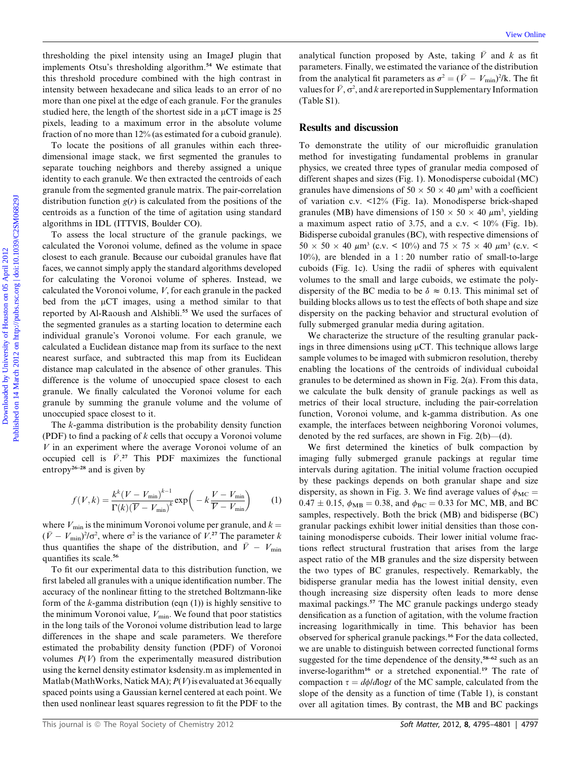thresholding the pixel intensity using an ImageJ plugin that implements Otsu's thresholding algorithm.[54] We estimate that this threshold procedure combined with the high contrast in intensity between hexadecane and silica leads to an error of no more than one pixel at the edge of each granule. For the granules studied here, the length of the shortest side in a μCT image is 25 pixels, leading to a maximum error in the absolute volume fraction of no more than 12% (as estimated for a cuboid granule).

To locate the positions of all granules within each three-dimensional image stack, we first segmented the granules to separate touching neighbors and thereby assigned a unique identity to each granule. We then extracted the centroids of each granule from the segmented granule matrix. The pair-correlation distribution function $g(r)$ is calculated from the positions of the centroids as a function of the time of agitation using standard algorithms in IDL (ITTVIS, Boulder CO).

To assess the local structure of the granule packings, we calculated the Voronoi volume, defined as the volume in space closest to each granule. Because our cuboidal granules have flat faces, we cannot simply apply the standard algorithms developed for calculating the Voronoi volume of spheres. Instead, we calculated the Voronoi volume, $V$, for each granule in the packed bed from the μCT images, using a method similar to that reported by Al-Raoush and Alshibli.[55] We used the surfaces of the segmented granules as a starting location to determine each individual granule's Voronoi volume. For each granule, we calculated a Euclidean distance map from its surface to the next nearest surface, and subtracted this map from its Euclidean distance map calculated in the absence of other granules. This difference is the volume of unoccupied space closest to each granule. We finally calculated the Voronoi volume for each granule by summing the granule volume and the volume of unoccupied space closest to it.

The $k$-gamma distribution is the probability density function (PDF) to find a packing of $k$ cells that occupy a Voronoi volume $V$ in an experiment where the average Voronoi volume of an occupied cell is $\bar{V}$.[27] This PDF maximizes the functional entropy[26–28] and is given by

$$f(V,k) = \frac{k^k (V - V_{\min})^{k-1}}{\Gamma(k)(\overline{V} - V_{\min})^k} \exp\left(-k\frac{V - V_{\min}}{\overline{V} - V_{\min}}\right) \quad (1)$$

where $V_{\min}$ is the minimum Voronoi volume per granule, and $k = (\bar{V} - V_{\min})^2/\sigma^2$, where $\sigma^2$ is the variance of $V$.[27] The parameter $k$ thus quantifies the shape of the distribution, and $\bar{V} - V_{\min}$ quantifies its scale.[56]

To fit our experimental data to this distribution function, we first labeled all granules with a unique identification number. The accuracy of the nonlinear fitting to the stretched Boltzmann-like form of the $k$-gamma distribution (eqn (1)) is highly sensitive to the minimum Voronoi value, $V_{\min}$. We found that poor statistics in the long tails of the Voronoi volume distribution lead to large differences in the shape and scale parameters. We therefore estimated the probability density function (PDF) of Voronoi volumes $P(V)$ from the experimentally measured distribution using the kernel density estimator ksdensity.m as implemented in Matlab (MathWorks, Natick MA); $P(V)$ is evaluated at 36 equally spaced points using a Gaussian kernel centered at each point. We then used nonlinear least squares regression to fit the PDF to the analytical function proposed by Aste, taking $\bar{V}$ and $k$ as fit parameters. Finally, we estimated the variance of the distribution from the analytical fit parameters as $\sigma^2 = (\bar{V} - V_{\min})^2/k$. The fit values for $\bar{V}$, $\sigma^2$, and $k$ are reported in Supplementary Information (Table S1).

## Results and discussion

To demonstrate the utility of our microfluidic granulation method for investigating fundamental problems in granular physics, we created three types of granular media composed of different shapes and sizes (Fig. 1). Monodisperse cuboidal (MC) granules have dimensions of $50 \times 50 \times 40$ μm³ with a coefficient of variation c.v. <12% (Fig. 1a). Monodisperse brick-shaped granules (MB) have dimensions of $150 \times 50 \times 40$ μm³, yielding a maximum aspect ratio of 3.75, and a c.v. < 10% (Fig. 1b). Bidisperse cuboidal granules (BC), with respective dimensions of $50 \times 50 \times 40$ μm³ (c.v. < 10%) and $75 \times 75 \times 40$ μm³ (c.v. < 10%), are blended in a 1 : 20 number ratio of small-to-large cuboids (Fig. 1c). Using the radii of spheres with equivalent volumes to the small and large cuboids, we estimate the polydispersity of the BC media to be $\delta \approx 0.13$. This minimal set of building blocks allows us to test the effects of both shape and size dispersity on the packing behavior and structural evolution of fully submerged granular media during agitation.

We characterize the structure of the resulting granular packings in three dimensions using μCT. This technique allows large sample volumes to be imaged with submicron resolution, thereby enabling the locations of the centroids of individual cuboidal granules to be determined as shown in Fig. 2(a). From this data, we calculate the bulk density of granule packings as well as metrics of their local structure, including the pair-correlation function, Voronoi volume, and k-gamma distribution. As one example, the interfaces between neighboring Voronoi volumes, denoted by the red surfaces, are shown in Fig. 2(b)—(d).

We first determined the kinetics of bulk compaction by imaging fully submerged granule packings at regular time intervals during agitation. The initial volume fraction occupied by these packings depends on both granular shape and size dispersity, as shown in Fig. 3. We find average values of $\phi_{\mathrm{MC}} = 0.47 \pm 0.15$, $\phi_{\mathrm{MB}} = 0.38$, and $\phi_{\mathrm{BC}} = 0.33$ for MC, MB, and BC samples, respectively. Both the brick (MB) and bidisperse (BC) granular packings exhibit lower initial densities than those containing monodisperse cuboids. Their lower initial volume fractions reflect structural frustration that arises from the large aspect ratio of the MB granules and the size dispersity between the two types of BC granules, respectively. Remarkably, the bidisperse granular media has the lowest initial density, even though increasing size dispersity often leads to more dense maximal packings.[57] The MC granule packings undergo steady densification as a function of agitation, with the volume fraction increasing logarithmically in time. This behavior has been observed for spherical granule packings.[16] For the data collected, we are unable to distinguish between corrected functional forms suggested for the time dependence of the density,[58–62] such as an inverse-logarithm[16] or a stretched exponential.[19] The rate of compaction $\tau = d\phi/d\log t$ of the MC sample, calculated from the slope of the density as a function of time (Table 1), is constant over all agitation times. By contrast, the MB and BC packings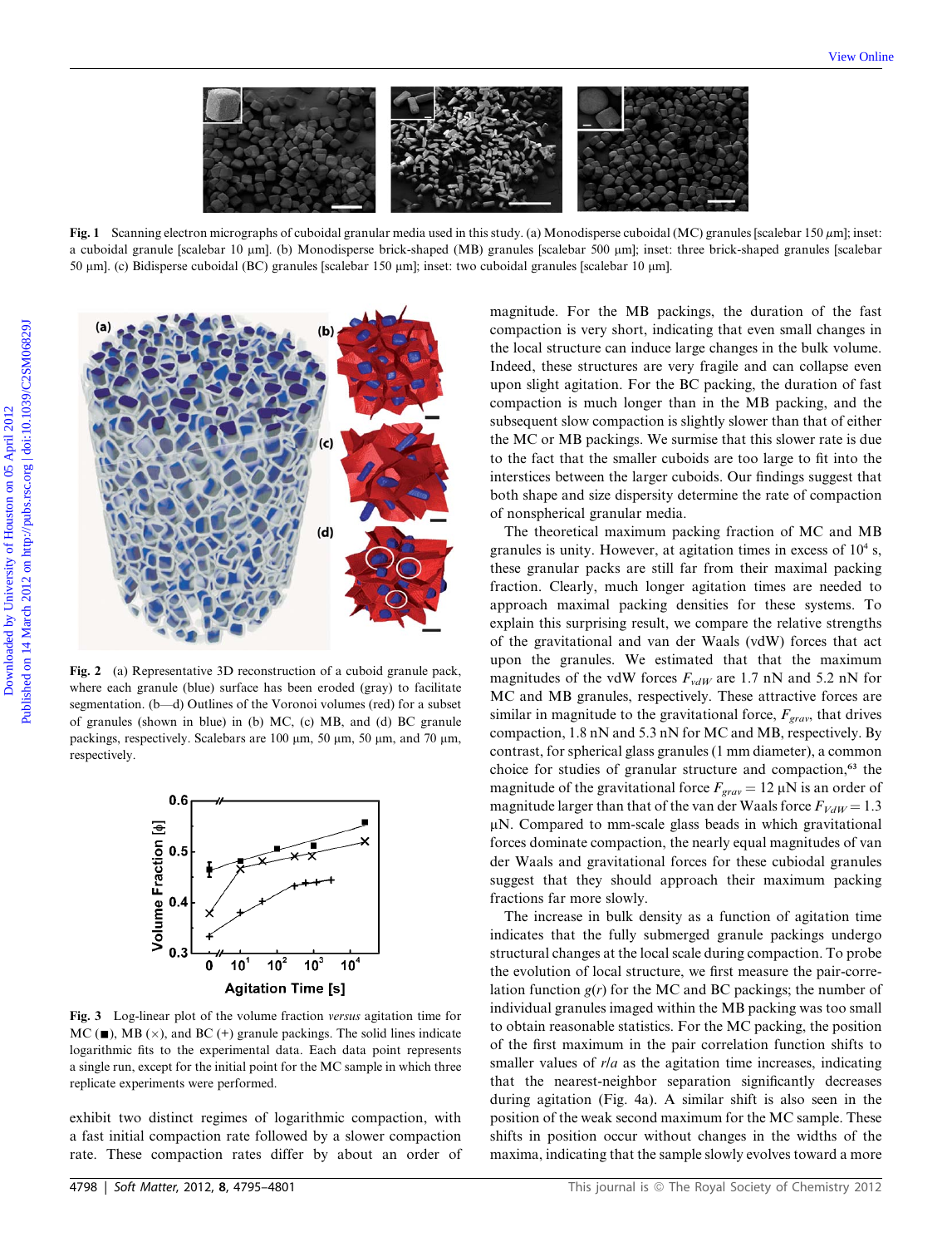Fig. 1 Scanning electron micrographs of cuboidal granular media used in this study. (a) Monodisperse cuboidal (MC) granules [scalebar 150 μm]; inset: a cuboidal granule [scalebar 10 μm]. (b) Monodisperse brick-shaped (MB) granules [scalebar 500 μm]; inset: three brick-shaped granules [scalebar 50 μm]. (c) Bidisperse cuboidal (BC) granules [scalebar 150 μm]; inset: two cuboidal granules [scalebar 10 μm].

Fig. 2 (a) Representative 3D reconstruction of a cuboid granule pack, where each granule (blue) surface has been eroded (gray) to facilitate segmentation. (b—d) Outlines of the Voronoi volumes (red) for a subset of granules (shown in blue) in (b) MC, (c) MB, and (d) BC granule packings, respectively. Scalebars are 100 μm, 50 μm, 50 μm, and 70 μm, respectively.

Fig. 3 Log-linear plot of the volume fraction *versus* agitation time for MC (■), MB (×), and BC (+) granule packings. The solid lines indicate logarithmic fits to the experimental data. Each data point represents a single run, except for the initial point for the MC sample in which three replicate experiments were performed.

exhibit two distinct regimes of logarithmic compaction, with a fast initial compaction rate followed by a slower compaction rate. These compaction rates differ by about an order of magnitude. For the MB packings, the duration of the fast compaction is very short, indicating that even small changes in the local structure can induce large changes in the bulk volume. Indeed, these structures are very fragile and can collapse even upon slight agitation. For the BC packing, the duration of fast compaction is much longer than in the MB packing, and the subsequent slow compaction is slightly slower than that of either the MC or MB packings. We surmise that this slower rate is due to the fact that the smaller cuboids are too large to fit into the interstices between the larger cuboids. Our findings suggest that both shape and size dispersity determine the rate of compaction of nonspherical granular media.

The theoretical maximum packing fraction of MC and MB granules is unity. However, at agitation times in excess of $10^4$ s, these granular packs are still far from their maximal packing fraction. Clearly, much longer agitation times are needed to approach maximal packing densities for these systems. To explain this surprising result, we compare the relative strengths of the gravitational and van der Waals (vdW) forces that act upon the granules. We estimated that that the maximum magnitudes of the vdW forces $F_{vdW}$ are 1.7 nN and 5.2 nN for MC and MB granules, respectively. These attractive forces are similar in magnitude to the gravitational force, $F_{grav}$, that drives compaction, 1.8 nN and 5.3 nN for MC and MB, respectively. By contrast, for spherical glass granules (1 mm diameter), a common choice for studies of granular structure and compaction,[63] the magnitude of the gravitational force $F_{grav} = 12$ μN is an order of magnitude larger than that of the van der Waals force $F_{VdW} = 1.3$ μN. Compared to mm-scale glass beads in which gravitational forces dominate compaction, the nearly equal magnitudes of van der Waals and gravitational forces for these cubiodal granules suggest that they should approach their maximum packing fractions far more slowly.

The increase in bulk density as a function of agitation time indicates that the fully submerged granule packings undergo structural changes at the local scale during compaction. To probe the evolution of local structure, we first measure the pair-correlation function $g(r)$ for the MC and BC packings; the number of individual granules imaged within the MB packing was too small to obtain reasonable statistics. For the MC packing, the position of the first maximum in the pair correlation function shifts to smaller values of $r/a$ as the agitation time increases, indicating that the nearest-neighbor separation significantly decreases during agitation (Fig. 4a). A similar shift is also seen in the position of the weak second maximum for the MC sample. These shifts in position occur without changes in the widths of the maxima, indicating that the sample slowly evolves toward a more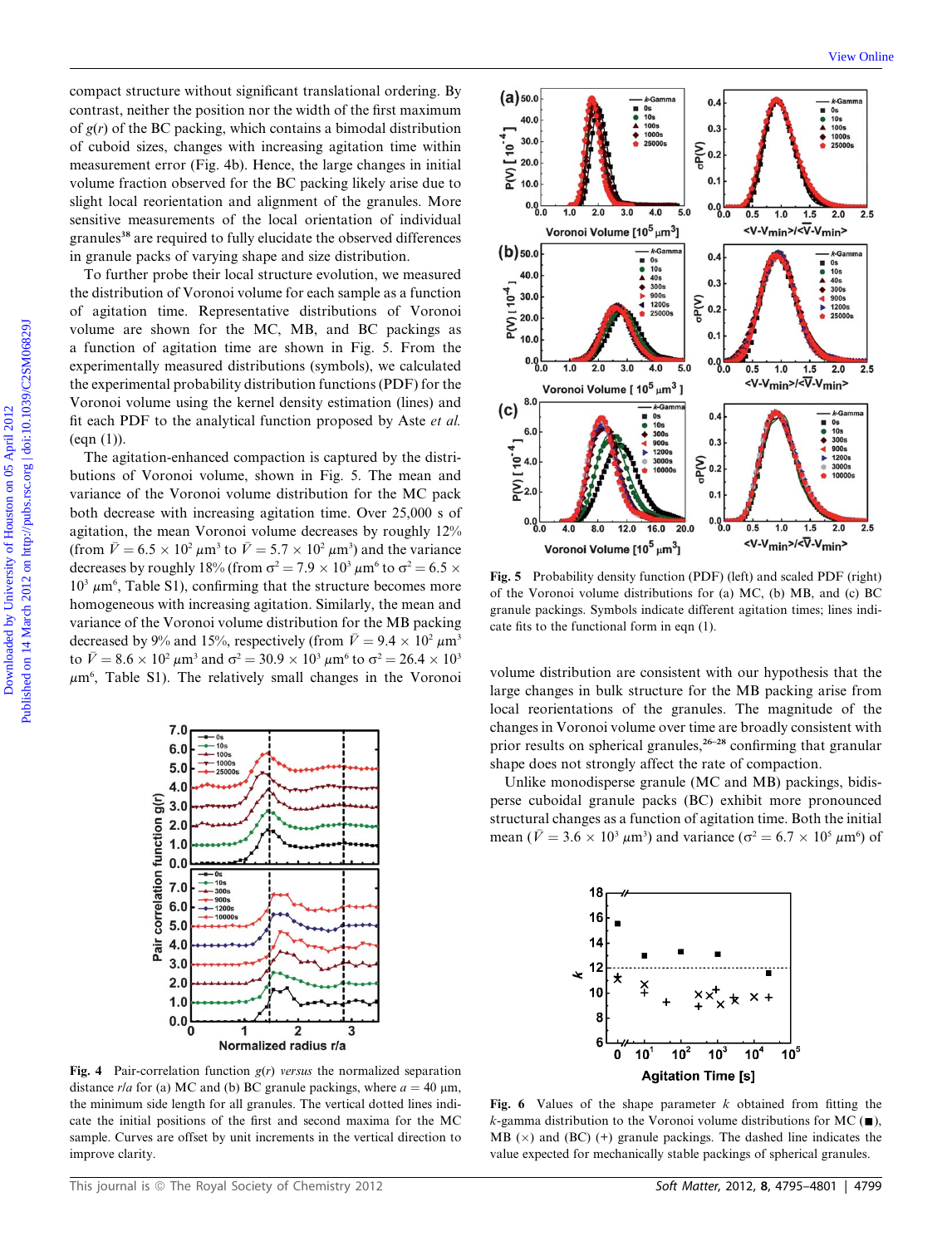compact structure without significant translational ordering. By contrast, neither the position nor the width of the first maximum of $g(r)$ of the BC packing, which contains a bimodal distribution of cuboid sizes, changes with increasing agitation time within measurement error (Fig. 4b). Hence, the large changes in initial volume fraction observed for the BC packing likely arise due to slight local reorientation and alignment of the granules. More sensitive measurements of the local orientation of individual granules[38] are required to fully elucidate the observed differences in granule packs of varying shape and size distribution.

To further probe their local structure evolution, we measured the distribution of Voronoi volume for each sample as a function of agitation time. Representative distributions of Voronoi volume are shown for the MC, MB, and BC packings as a function of agitation time are shown in Fig. 5. From the experimentally measured distributions (symbols), we calculated the experimental probability distribution functions (PDF) for the Voronoi volume using the kernel density estimation (lines) and fit each PDF to the analytical function proposed by Aste *et al.* (eqn (1)).

The agitation-enhanced compaction is captured by the distributions of Voronoi volume, shown in Fig. 5. The mean and variance of the Voronoi volume distribution for the MC pack both decrease with increasing agitation time. Over 25,000 s of agitation, the mean Voronoi volume decreases by roughly 12% (from $\bar{V} = 6.5 \times 10^2\ \mu m^3$ to $\bar{V} = 5.7 \times 10^2\ \mu m^3$) and the variance decreases by roughly 18% (from $\sigma^2 = 7.9 \times 10^3\ \mu m^6$ to $\sigma^2 = 6.5 \times 10^3\ \mu m^6$, Table S1), confirming that the structure becomes more homogeneous with increasing agitation. Similarly, the mean and variance of the Voronoi volume distribution for the MB packing decreased by 9% and 15%, respectively (from $\bar{V} = 9.4 \times 10^2\ \mu m^3$ to $\bar{V} = 8.6 \times 10^2\ \mu m^3$ and $\sigma^2 = 30.9 \times 10^3\ \mu m^6$ to $\sigma^2 = 26.4 \times 10^3\ \mu m^6$, Table S1). The relatively small changes in the Voronoi volume distribution are consistent with our hypothesis that the large changes in bulk structure for the MB packing arise from local reorientations of the granules. The magnitude of the changes in Voronoi volume over time are broadly consistent with prior results on spherical granules,[26–28] confirming that granular shape does not strongly affect the rate of compaction.

Unlike monodisperse granule (MC and MB) packings, bidisperse cuboidal granule packs (BC) exhibit more pronounced structural changes as a function of agitation time. Both the initial mean ($\bar{V} = 3.6 \times 10^3\ \mu m^3$) and variance ($\sigma^2 = 6.7 \times 10^5\ \mu m^6$) of

**Fig. 4** Pair-correlation function $g(r)$ *versus* the normalized separation distance $r/a$ for (a) MC and (b) BC granule packings, where $a = 40\ \mu m$, the minimum side length for all granules. The vertical dotted lines indicate the initial positions of the first and second maxima for the MC sample. Curves are offset by unit increments in the vertical direction to improve clarity.

**Fig. 5** Probability density function (PDF) (left) and scaled PDF (right) of the Voronoi volume distributions for (a) MC, (b) MB, and (c) BC granule packings. Symbols indicate different agitation times; lines indicate fits to the functional form in eqn (1).

**Fig. 6** Values of the shape parameter $k$ obtained from fitting the $k$-gamma distribution to the Voronoi volume distributions for MC (■), MB (×) and (BC) (+) granule packings. The dashed line indicates the value expected for mechanically stable packings of spherical granules.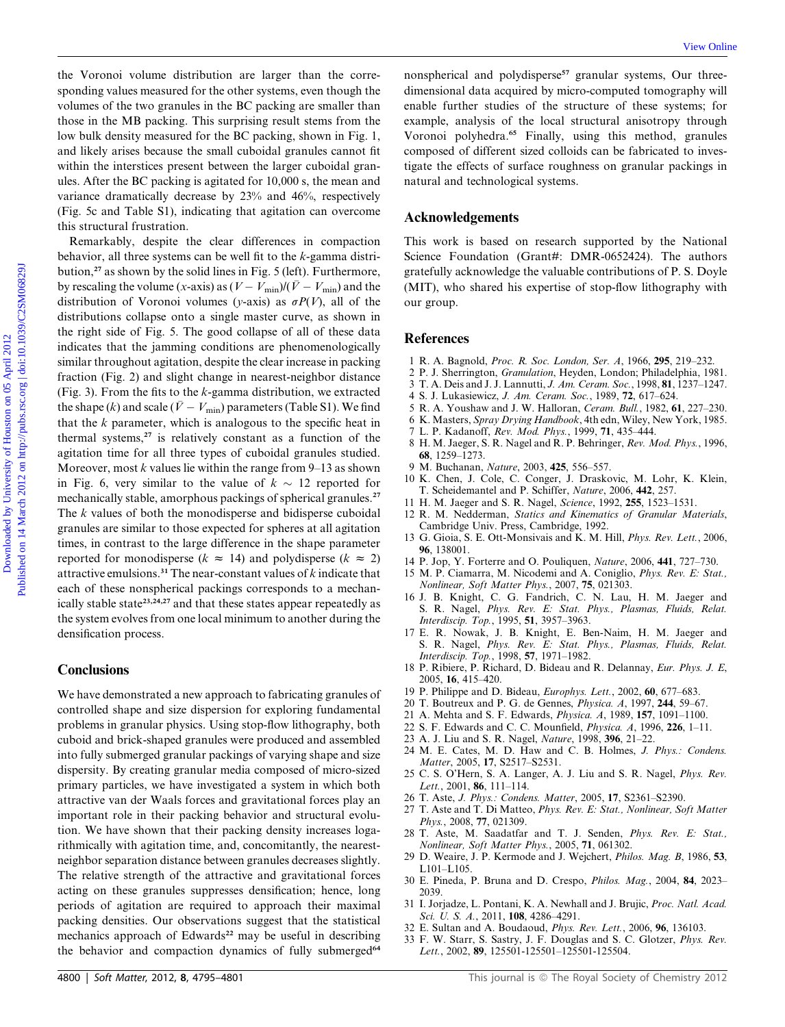the Voronoi volume distribution are larger than the corresponding values measured for the other systems, even though the volumes of the two granules in the BC packing are smaller than those in the MB packing. This surprising result stems from the low bulk density measured for the BC packing, shown in Fig. 1, and likely arises because the small cuboidal granules cannot fit within the interstices present between the larger cuboidal granules. After the BC packing is agitated for 10,000 s, the mean and variance dramatically decrease by 23% and 46%, respectively (Fig. 5c and Table S1), indicating that agitation can overcome this structural frustration.

Remarkably, despite the clear differences in compaction behavior, all three systems can be well fit to the $k$-gamma distribution,[27] as shown by the solid lines in Fig. 5 (left). Furthermore, by rescaling the volume ($x$-axis) as $(V - V_{\min})/(\bar{V} - V_{\min})$ and the distribution of Voronoi volumes ($y$-axis) as $\sigma P(V)$, all of the distributions collapse onto a single master curve, as shown in the right side of Fig. 5. The good collapse of all of these data indicates that the jamming conditions are phenomenologically similar throughout agitation, despite the clear increase in packing fraction (Fig. 2) and slight change in nearest-neighbor distance (Fig. 3). From the fits to the $k$-gamma distribution, we extracted the shape ($k$) and scale ($\bar{V} - V_{\min}$) parameters (Table S1). We find that the $k$ parameter, which is analogous to the specific heat in thermal systems,[27] is relatively constant as a function of the agitation time for all three types of cuboidal granules studied. Moreover, most $k$ values lie within the range from 9–13 as shown in Fig. 6, very similar to the value of $k \sim 12$ reported for mechanically stable, amorphous packings of spherical granules.[27] The $k$ values of both the monodisperse and bidisperse cuboidal granules are similar to those expected for spheres at all agitation times, in contrast to the large difference in the shape parameter reported for monodisperse ($k \approx 14$) and polydisperse ($k \approx 2$) attractive emulsions.[31] The near-constant values of $k$ indicate that each of these nonspherical packings corresponds to a mechanically stable state[23,24,27] and that these states appear repeatedly as the system evolves from one local minimum to another during the densification process.

## Conclusions

We have demonstrated a new approach to fabricating granules of controlled shape and size dispersion for exploring fundamental problems in granular physics. Using stop-flow lithography, both cuboid and brick-shaped granules were produced and assembled into fully submerged granular packings of varying shape and size dispersity. By creating granular media composed of micro-sized primary particles, we have investigated a system in which both attractive van der Waals forces and gravitational forces play an important role in their packing behavior and structural evolution. We have shown that their packing density increases logarithmically with agitation time, and, concomitantly, the nearest-neighbor separation distance between granules decreases slightly. The relative strength of the attractive and gravitational forces acting on these granules suppresses densification; hence, long periods of agitation are required to approach their maximal packing densities. Our observations suggest that the statistical mechanics approach of Edwards[22] may be useful in describing the behavior and compaction dynamics of fully submerged[64] nonspherical and polydisperse[57] granular systems, Our three-dimensional data acquired by micro-computed tomography will enable further studies of the structure of these systems; for example, analysis of the local structural anisotropy through Voronoi polyhedra.[65] Finally, using this method, granules composed of different sized colloids can be fabricated to investigate the effects of surface roughness on granular packings in natural and technological systems.

## Acknowledgements

This work is based on research supported by the National Science Foundation (Grant#: DMR-0652424). The authors gratefully acknowledge the valuable contributions of P. S. Doyle (MIT), who shared his expertise of stop-flow lithography with our group.

## References

1. R. A. Bagnold, *Proc. R. Soc. London, Ser. A*, 1966, **295**, 219–232.
2. P. J. Sherrington, *Granulation*, Heyden, London; Philadelphia, 1981.
3. T. A. Deis and J. J. Lannutti, *J. Am. Ceram. Soc.*, 1998, **81**, 1237–1247.
4. S. J. Lukasiewicz, *J. Am. Ceram. Soc.*, 1989, **72**, 617–624.
5. R. A. Youshaw and J. W. Halloran, *Ceram. Bull.*, 1982, **61**, 227–230.
6. K. Masters, *Spray Drying Handbook*, 4th edn, Wiley, New York, 1985.
7. L. P. Kadanoff, *Rev. Mod. Phys.*, 1999, **71**, 435–444.
8. H. M. Jaeger, S. R. Nagel and R. P. Behringer, *Rev. Mod. Phys.*, 1996, **68**, 1259–1273.
9. M. Buchanan, *Nature*, 2003, **425**, 556–557.
10. K. Chen, J. Cole, C. Conger, J. Draskovic, M. Lohr, K. Klein, T. Scheidemantel and P. Schiffer, *Nature*, 2006, **442**, 257.
11. H. M. Jaeger and S. R. Nagel, *Science*, 1992, **255**, 1523–1531.
12. R. M. Nedderman, *Statics and Kinematics of Granular Materials*, Cambridge Univ. Press, Cambridge, 1992.
13. G. Gioia, S. E. Ott-Monsivais and K. M. Hill, *Phys. Rev. Lett.*, 2006, **96**, 138001.
14. P. Jop, Y. Forterre and O. Pouliquen, *Nature*, 2006, **441**, 727–730.
15. M. P. Ciamarra, M. Nicodemi and A. Coniglio, *Phys. Rev. E: Stat., Nonlinear, Soft Matter Phys.*, 2007, **75**, 021303.
16. J. B. Knight, C. G. Fandrich, C. N. Lau, H. M. Jaeger and S. R. Nagel, *Phys. Rev. E: Stat. Phys., Plasmas, Fluids, Relat. Interdiscip. Top.*, 1995, **51**, 3957–3963.
17. E. R. Nowak, J. B. Knight, E. Ben-Naim, H. M. Jaeger and S. R. Nagel, *Phys. Rev. E: Stat. Phys., Plasmas, Fluids, Relat. Interdiscip. Top.*, 1998, **57**, 1971–1982.
18. P. Ribiere, P. Richard, D. Bideau and R. Delannay, *Eur. Phys. J. E*, 2005, **16**, 415–420.
19. P. Philippe and D. Bideau, *Europhys. Lett.*, 2002, **60**, 677–683.
20. T. Boutreux and P. G. de Gennes, *Physica. A*, 1997, **244**, 59–67.
21. A. Mehta and S. F. Edwards, *Physica. A*, 1989, **157**, 1091–1100.
22. S. F. Edwards and C. C. Mounfield, *Physica. A*, 1996, **226**, 1–11.
23. A. J. Liu and S. R. Nagel, *Nature*, 1998, **396**, 21–22.
24. M. E. Cates, M. D. Haw and C. B. Holmes, *J. Phys.: Condens. Matter*, 2005, **17**, S2517–S2531.
25. C. S. O'Hern, S. A. Langer, A. J. Liu and S. R. Nagel, *Phys. Rev. Lett.*, 2001, **86**, 111–114.
26. T. Aste, *J. Phys.: Condens. Matter*, 2005, **17**, S2361–S2390.
27. T. Aste and T. Di Matteo, *Phys. Rev. E: Stat., Nonlinear, Soft Matter Phys.*, 2008, **77**, 021309.
28. T. Aste, M. Saadatfar and T. J. Senden, *Phys. Rev. E: Stat., Nonlinear, Soft Matter Phys.*, 2005, **71**, 061302.
29. D. Weaire, J. P. Kermode and J. Wejchert, *Philos. Mag. B*, 1986, **53**, L101–L105.
30. E. Pineda, P. Bruna and D. Crespo, *Philos. Mag.*, 2004, **84**, 2023–2039.
31. I. Jorjadze, L. Pontani, K. A. Newhall and J. Brujic, *Proc. Natl. Acad. Sci. U. S. A.*, 2011, **108**, 4286–4291.
32. E. Sultan and A. Boudaoud, *Phys. Rev. Lett.*, 2006, **96**, 136103.
33. F. W. Starr, S. Sastry, J. F. Douglas and S. C. Glotzer, *Phys. Rev. Lett.*, 2002, **89**, 125501-125501–125501-125504.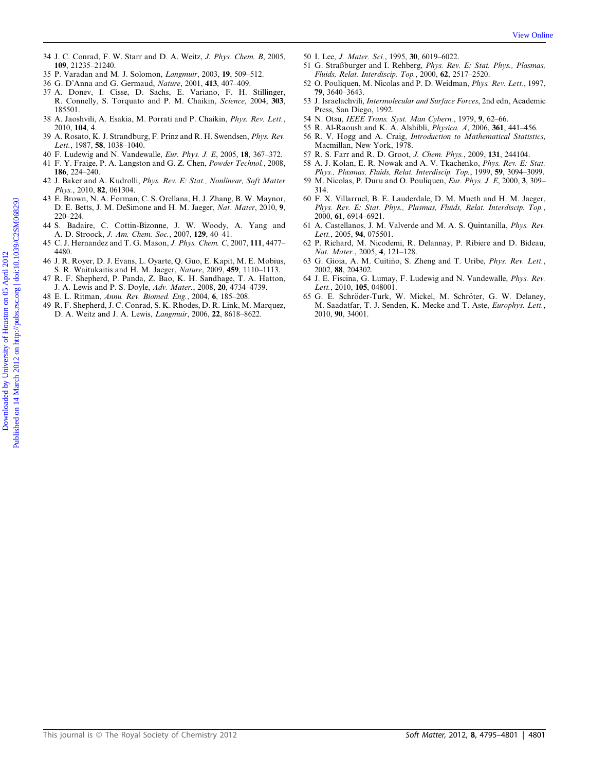34 J. C. Conrad, F. W. Starr and D. A. Weitz, *J. Phys. Chem. B*, 2005, **109**, 21235–21240.

35 P. Varadan and M. J. Solomon, *Langmuir*, 2003, **19**, 509–512.

36 G. D'Anna and G. Germaud, *Nature*, 2001, **413**, 407–409.

37 A. Donev, I. Cisse, D. Sachs, E. Variano, F. H. Stillinger, R. Connelly, S. Torquato and P. M. Chaikin, *Science*, 2004, **303**, 185501.

38 A. Jaoshvili, A. Esakia, M. Porrati and P. Chaikin, *Phys. Rev. Lett.*, 2010, **104**, 4.

39 A. Rosato, K. J. Strandburg, F. Prinz and R. H. Swendsen, *Phys. Rev. Lett.*, 1987, **58**, 1038–1040.

40 F. Ludewig and N. Vandewalle, *Eur. Phys. J. E*, 2005, **18**, 367–372.

41 F. Y. Fraige, P. A. Langston and G. Z. Chen, *Powder Technol.*, 2008, **186**, 224–240.

42 J. Baker and A. Kudrolli, *Phys. Rev. E: Stat., Nonlinear, Soft Matter Phys.*, 2010, **82**, 061304.

43 E. Brown, N. A. Forman, C. S. Orellana, H. J. Zhang, B. W. Maynor, D. E. Betts, J. M. DeSimone and H. M. Jaeger, *Nat. Mater*, 2010, **9**, 220–224.

44 S. Badaire, C. Cottin-Bizonne, J. W. Woody, A. Yang and A. D. Stroock, *J. Am. Chem. Soc.*, 2007, **129**, 40–41.

45 C. J. Hernandez and T. G. Mason, *J. Phys. Chem. C*, 2007, **111**, 4477–4480.

46 J. R. Royer, D. J. Evans, L. Oyarte, Q. Guo, E. Kapit, M. E. Mobius, S. R. Waitukaitis and H. M. Jaeger, *Nature*, 2009, **459**, 1110–1113.

47 R. F. Shepherd, P. Panda, Z. Bao, K. H. Sandhage, T. A. Hatton, J. A. Lewis and P. S. Doyle, *Adv. Mater.*, 2008, **20**, 4734–4739.

48 E. L. Ritman, *Annu. Rev. Biomed. Eng.*, 2004, **6**, 185–208.

49 R. F. Shepherd, J. C. Conrad, S. K. Rhodes, D. R. Link, M. Marquez, D. A. Weitz and J. A. Lewis, *Langmuir*, 2006, **22**, 8618–8622.

50 I. Lee, *J. Mater. Sci.*, 1995, **30**, 6019–6022.

51 G. Straßburger and I. Rehberg, *Phys. Rev. E: Stat. Phys., Plasmas, Fluids, Relat. Interdiscip. Top.*, 2000, **62**, 2517–2520.

52 O. Pouliquen, M. Nicolas and P. D. Weidman, *Phys. Rev. Lett.*, 1997, **79**, 3640–3643.

53 J. Israelachvili, *Intermolecular and Surface Forces*, 2nd edn, Academic Press, San Diego, 1992.

54 N. Otsu, *IEEE Trans. Syst. Man Cybern.*, 1979, **9**, 62–66.

55 R. Al-Raoush and K. A. Alshibli, *Physica. A*, 2006, **361**, 441–456.

56 R. V. Hogg and A. Craig, *Introduction to Mathematical Statistics*, Macmillan, New York, 1978.

57 R. S. Farr and R. D. Groot, *J. Chem. Phys.*, 2009, **131**, 244104.

58 A. J. Kolan, E. R. Nowak and A. V. Tkachenko, *Phys. Rev. E: Stat. Phys., Plasmas, Fluids, Relat. Interdiscip. Top.*, 1999, **59**, 3094–3099.

59 M. Nicolas, P. Duru and O. Pouliquen, *Eur. Phys. J. E*, 2000, **3**, 309–314.

60 F. X. Villarruel, B. E. Lauderdale, D. M. Mueth and H. M. Jaeger, *Phys. Rev. E: Stat. Phys., Plasmas, Fluids, Relat. Interdiscip. Top.*, 2000, **61**, 6914–6921.

61 A. Castellanos, J. M. Valverde and M. A. S. Quintanilla, *Phys. Rev. Lett.*, 2005, **94**, 075501.

62 P. Richard, M. Nicodemi, R. Delannay, P. Ribiere and D. Bideau, *Nat. Mater.*, 2005, **4**, 121–128.

63 G. Gioia, A. M. Cuitiño, S. Zheng and T. Uribe, *Phys. Rev. Lett.*, 2002, **88**, 204302.

64 J. E. Fiscina, G. Lumay, F. Ludewig and N. Vandewalle, *Phys. Rev. Lett.*, 2010, **105**, 048001.

65 G. E. Schröder-Turk, W. Mickel, M. Schröter, G. W. Delaney, M. Saadatfar, T. J. Senden, K. Mecke and T. Aste, *Europhys. Lett.*, 2010, **90**, 34001.